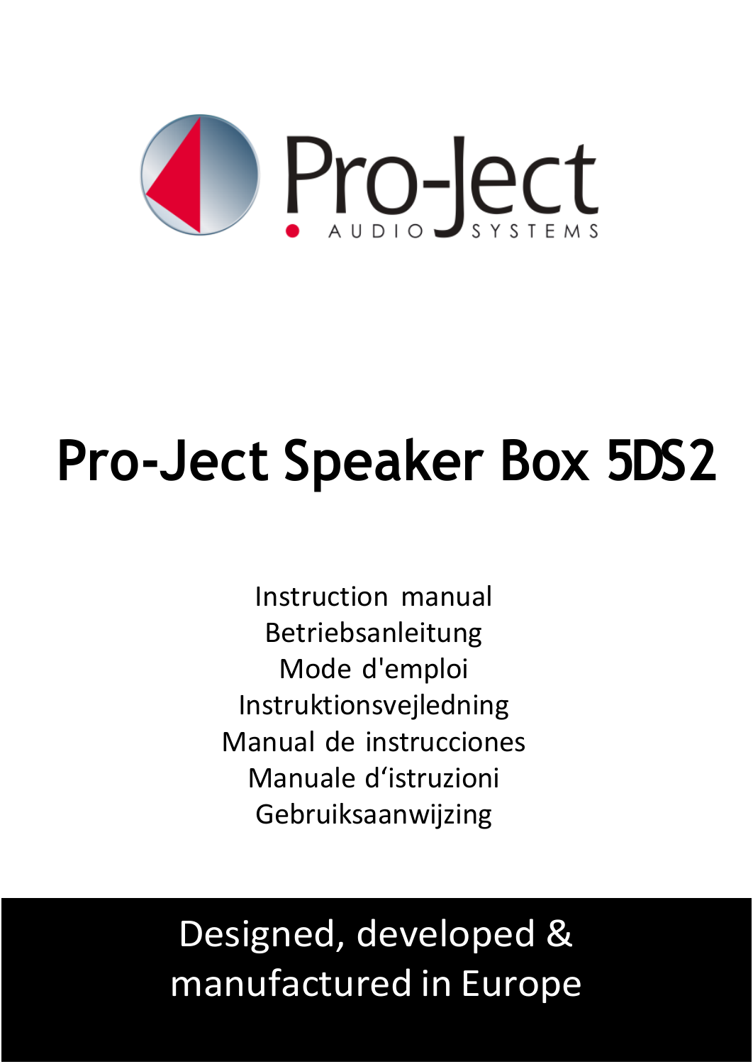Pro-Ject

AUDIO SYSTEMS

# Pro-Ject Speaker Box 5DS2

Instruction manual
Betriebsanleitung
Mode d'emploi
Instruktionsvejledning
Manual de instrucciones
Manuale d'istruzioni
Gebruiksaanwijzing

Designed, developed & manufactured in Europe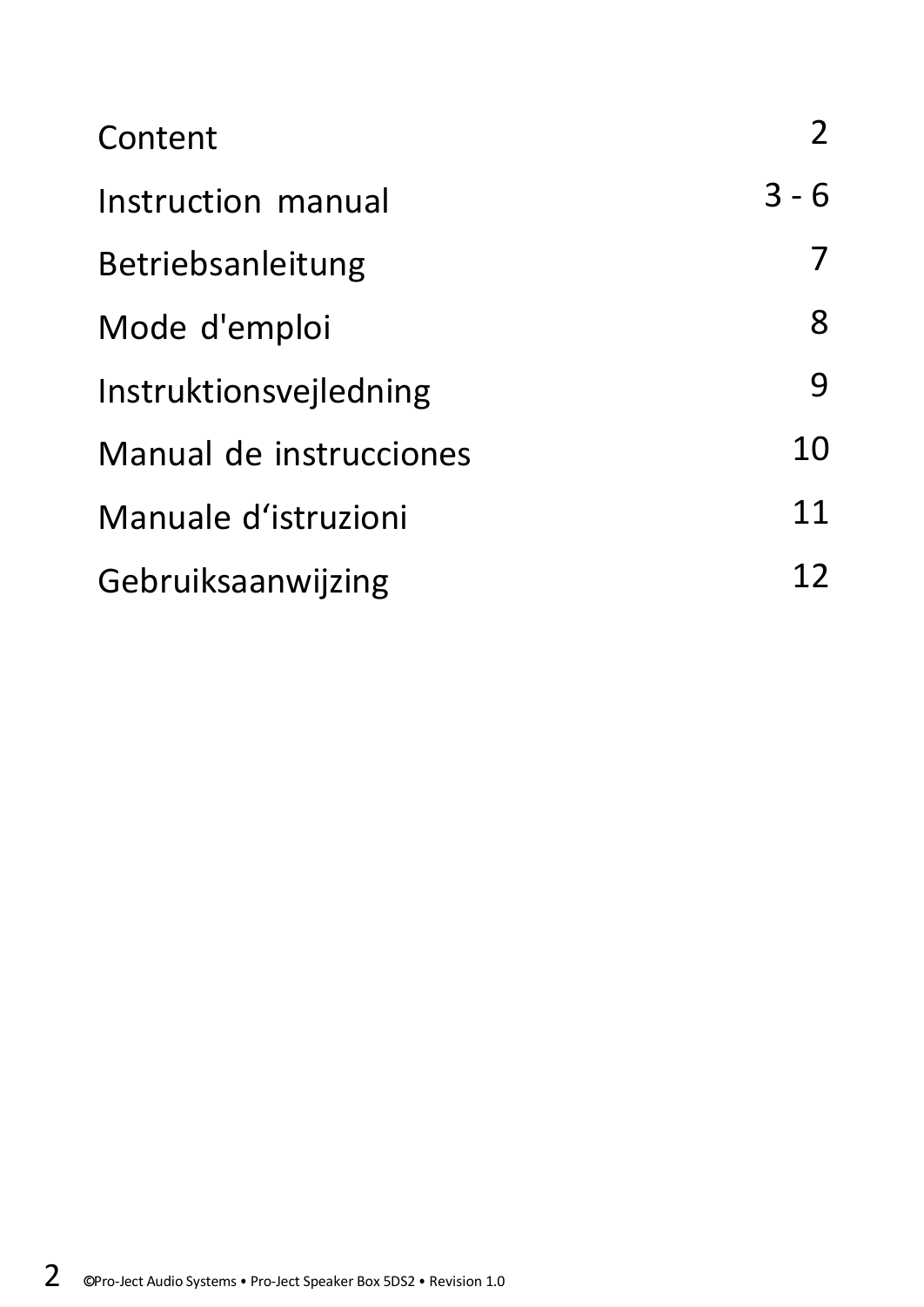| Content | 2 |
|---|---|
| Instruction manual | 3 - 6 |
| Betriebsanleitung | 7 |
| Mode d'emploi | 8 |
| Instruktionsvejledning | 9 |
| Manual de instrucciones | 10 |
| Manuale d'istruzioni | 11 |
| Gebruiksaanwijzing | 12 |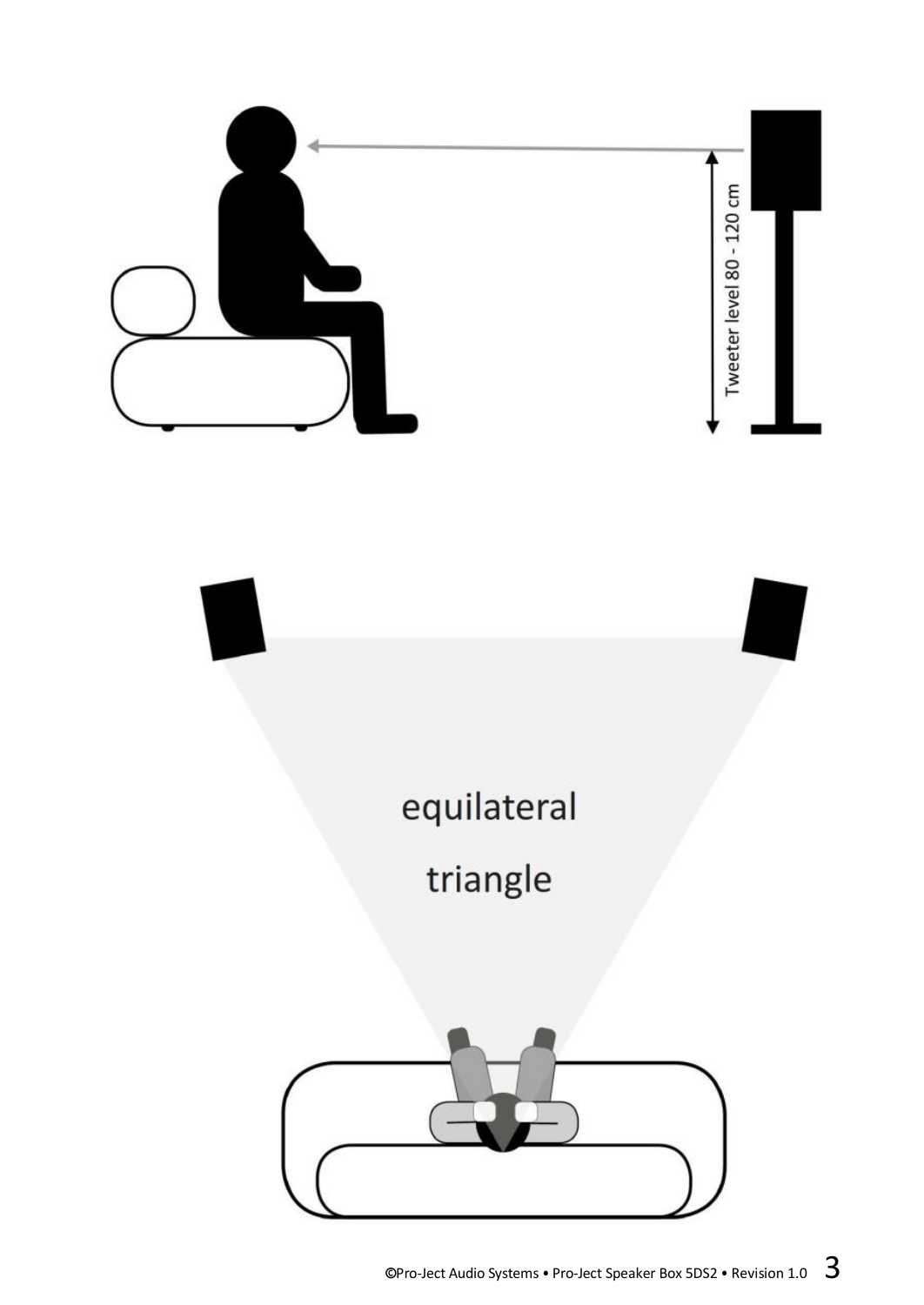Tweeter level 80 - 120 cm

equilateral triangle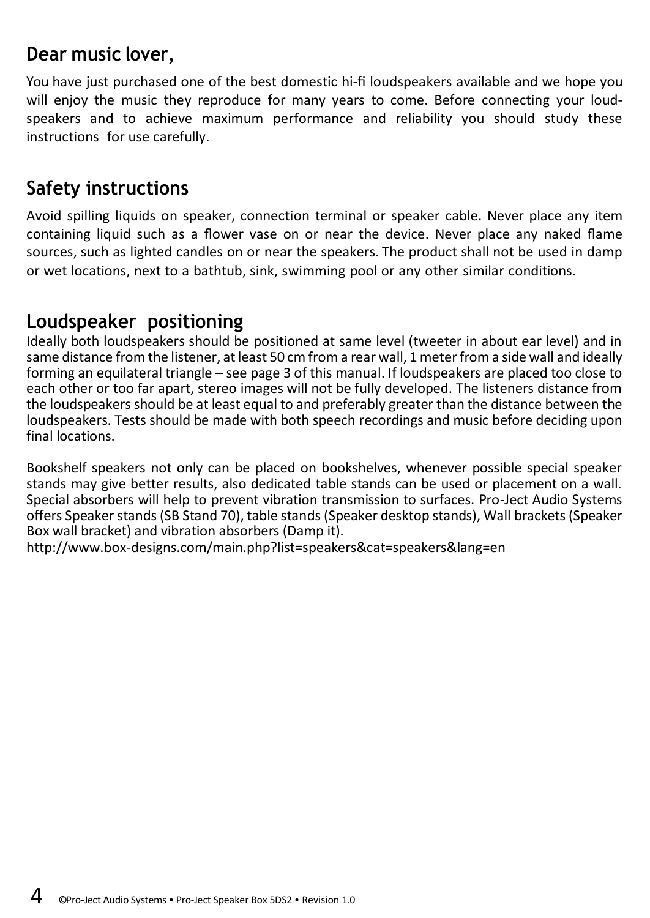## Dear music lover,

You have just purchased one of the best domestic hi-fi loudspeakers available and we hope you will enjoy the music they reproduce for many years to come. Before connecting your loudspeakers and to achieve maximum performance and reliability you should study these instructions for use carefully.

## Safety instructions

Avoid spilling liquids on speaker, connection terminal or speaker cable. Never place any item containing liquid such as a flower vase on or near the device. Never place any naked flame sources, such as lighted candles on or near the speakers. The product shall not be used in damp or wet locations, next to a bathtub, sink, swimming pool or any other similar conditions.

## Loudspeaker positioning

Ideally both loudspeakers should be positioned at same level (tweeter in about ear level) and in same distance from the listener, at least 50 cm from a rear wall, 1 meter from a side wall and ideally forming an equilateral triangle – see page 3 of this manual. If loudspeakers are placed too close to each other or too far apart, stereo images will not be fully developed. The listeners distance from the loudspeakers should be at least equal to and preferably greater than the distance between the loudspeakers. Tests should be made with both speech recordings and music before deciding upon final locations.

Bookshelf speakers not only can be placed on bookshelves, whenever possible special speaker stands may give better results, also dedicated table stands can be used or placement on a wall. Special absorbers will help to prevent vibration transmission to surfaces. Pro-Ject Audio Systems offers Speaker stands (SB Stand 70), table stands (Speaker desktop stands), Wall brackets (Speaker Box wall bracket) and vibration absorbers (Damp it).
http://www.box-designs.com/main.php?list=speakers&cat=speakers&lang=en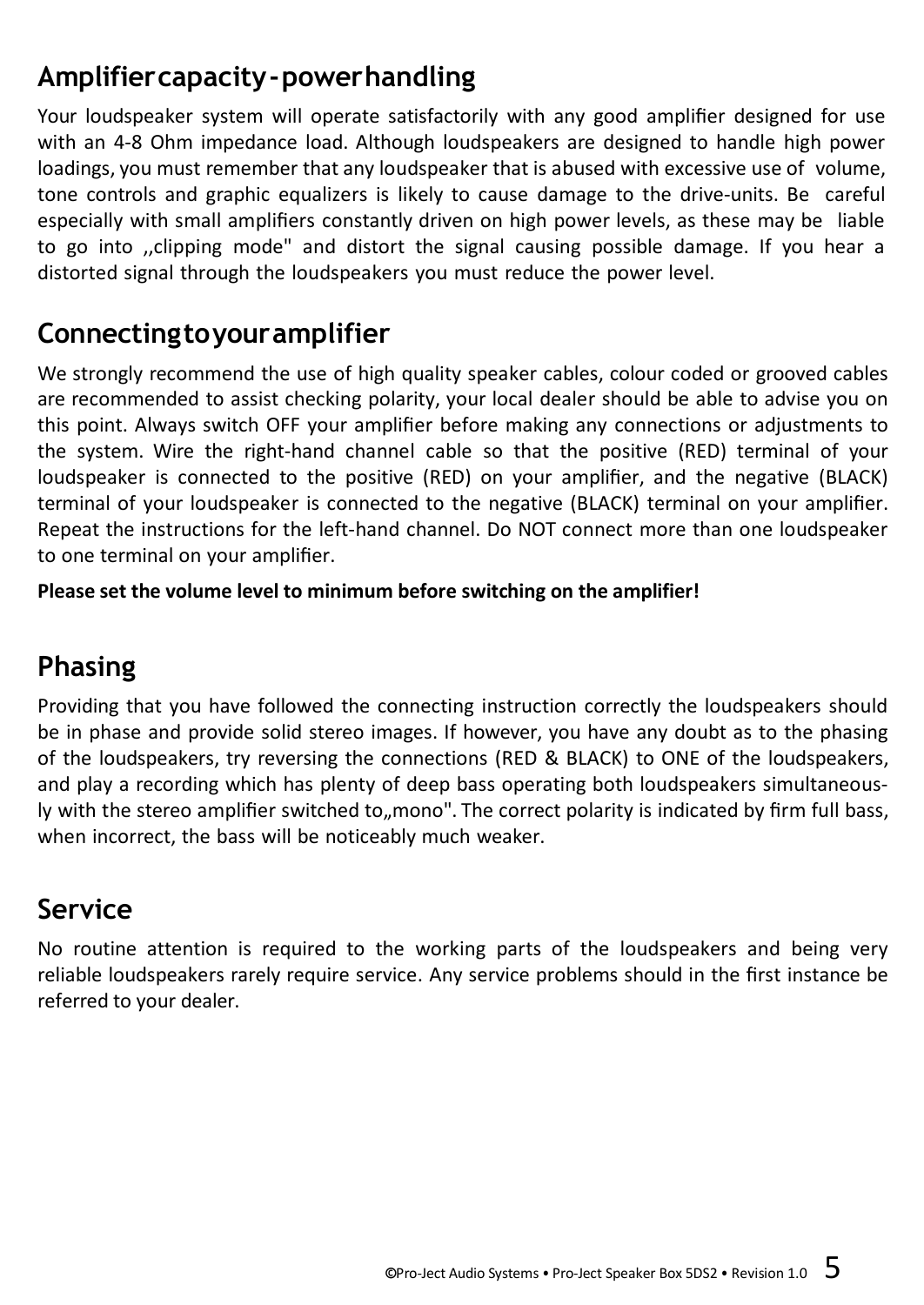## Amplifier capacity - power handling

Your loudspeaker system will operate satisfactorily with any good amplifier designed for use with an 4-8 Ohm impedance load. Although loudspeakers are designed to handle high power loadings, you must remember that any loudspeaker that is abused with excessive use of volume, tone controls and graphic equalizers is likely to cause damage to the drive-units. Be careful especially with small amplifiers constantly driven on high power levels, as these may be liable to go into ,,clipping mode" and distort the signal causing possible damage. If you hear a distorted signal through the loudspeakers you must reduce the power level.

## Connecting to your amplifier

We strongly recommend the use of high quality speaker cables, colour coded or grooved cables are recommended to assist checking polarity, your local dealer should be able to advise you on this point. Always switch OFF your amplifier before making any connections or adjustments to the system. Wire the right-hand channel cable so that the positive (RED) terminal of your loudspeaker is connected to the positive (RED) on your amplifier, and the negative (BLACK) terminal of your loudspeaker is connected to the negative (BLACK) terminal on your amplifier. Repeat the instructions for the left-hand channel. Do NOT connect more than one loudspeaker to one terminal on your amplifier.

**Please set the volume level to minimum before switching on the amplifier!**

## Phasing

Providing that you have followed the connecting instruction correctly the loudspeakers should be in phase and provide solid stereo images. If however, you have any doubt as to the phasing of the loudspeakers, try reversing the connections (RED & BLACK) to ONE of the loudspeakers, and play a recording which has plenty of deep bass operating both loudspeakers simultaneously with the stereo amplifier switched to„mono". The correct polarity is indicated by firm full bass, when incorrect, the bass will be noticeably much weaker.

## Service

No routine attention is required to the working parts of the loudspeakers and being very reliable loudspeakers rarely require service. Any service problems should in the first instance be referred to your dealer.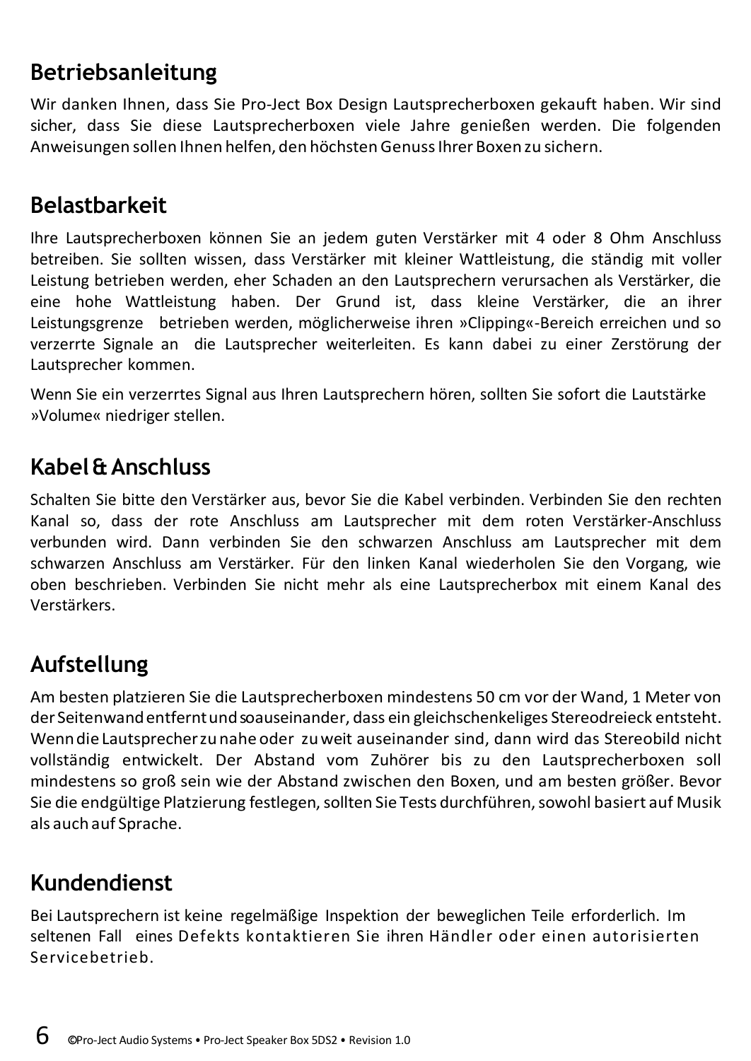## Betriebsanleitung

Wir danken Ihnen, dass Sie Pro-Ject Box Design Lautsprecherboxen gekauft haben. Wir sind sicher, dass Sie diese Lautsprecherboxen viele Jahre genießen werden. Die folgenden Anweisungen sollen Ihnen helfen, den höchsten Genuss Ihrer Boxen zu sichern.

## Belastbarkeit

Ihre Lautsprecherboxen können Sie an jedem guten Verstärker mit 4 oder 8 Ohm Anschluss betreiben. Sie sollten wissen, dass Verstärker mit kleiner Wattleistung, die ständig mit voller Leistung betrieben werden, eher Schaden an den Lautsprechern verursachen als Verstärker, die eine hohe Wattleistung haben. Der Grund ist, dass kleine Verstärker, die an ihrer Leistungsgrenze betrieben werden, möglicherweise ihren »Clipping«-Bereich erreichen und so verzerrte Signale an die Lautsprecher weiterleiten. Es kann dabei zu einer Zerstörung der Lautsprecher kommen.

Wenn Sie ein verzerrtes Signal aus Ihren Lautsprechern hören, sollten Sie sofort die Lautstärke »Volume« niedriger stellen.

## Kabel & Anschluss

Schalten Sie bitte den Verstärker aus, bevor Sie die Kabel verbinden. Verbinden Sie den rechten Kanal so, dass der rote Anschluss am Lautsprecher mit dem roten Verstärker-Anschluss verbunden wird. Dann verbinden Sie den schwarzen Anschluss am Lautsprecher mit dem schwarzen Anschluss am Verstärker. Für den linken Kanal wiederholen Sie den Vorgang, wie oben beschrieben. Verbinden Sie nicht mehr als eine Lautsprecherbox mit einem Kanal des Verstärkers.

## Aufstellung

Am besten platzieren Sie die Lautsprecherboxen mindestens 50 cm vor der Wand, 1 Meter von der Seitenwand entfernt und so auseinander, dass ein gleichschenkeliges Stereodreieck entsteht. Wenn die Lautsprecher zu nahe oder zu weit auseinander sind, dann wird das Stereobild nicht vollständig entwickelt. Der Abstand vom Zuhörer bis zu den Lautsprecherboxen soll mindestens so groß sein wie der Abstand zwischen den Boxen, und am besten größer. Bevor Sie die endgültige Platzierung festlegen, sollten Sie Tests durchführen, sowohl basiert auf Musik als auch auf Sprache.

## Kundendienst

Bei Lautsprechern ist keine regelmäßige Inspektion der beweglichen Teile erforderlich. Im seltenen Fall eines Defekts kontaktieren Sie ihren Händler oder einen autorisierten Servicebetrieb.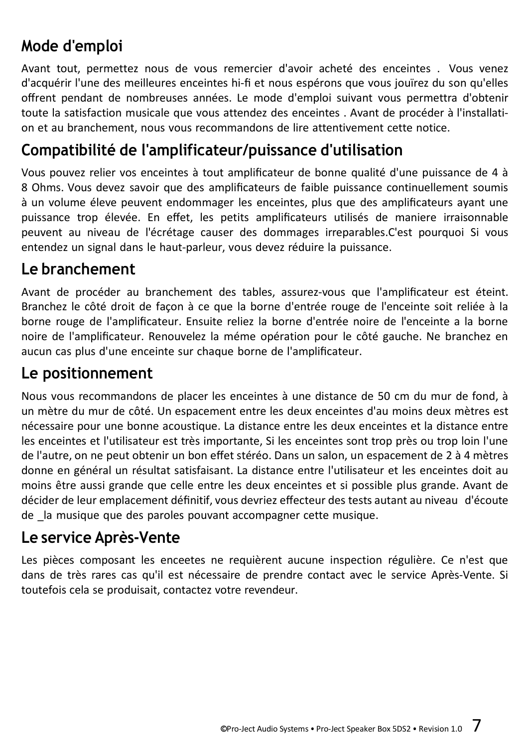## Mode d'emploi

Avant tout, permettez nous de vous remercier d'avoir acheté des enceintes . Vous venez d'acquérir l'une des meilleures enceintes hi-fi et nous espérons que vous jouïrez du son qu'elles offrent pendant de nombreuses années. Le mode d'emploi suivant vous permettra d'obtenir toute la satisfaction musicale que vous attendez des enceintes . Avant de procéder à l'installation et au branchement, nous vous recommandons de lire attentivement cette notice.

## Compatibilité de l'amplificateur/puissance d'utilisation

Vous pouvez relier vos enceintes à tout amplificateur de bonne qualité d'une puissance de 4 à 8 Ohms. Vous devez savoir que des amplificateurs de faible puissance continuellement soumis à un volume éleve peuvent endommager les enceintes, plus que des amplificateurs ayant une puissance trop élevée. En effet, les petits amplificateurs utilisés de maniere irraisonnable peuvent au niveau de l'écrétage causer des dommages irreparables.C'est pourquoi Si vous entendez un signal dans le haut-parleur, vous devez réduire la puissance.

## Le branchement

Avant de procéder au branchement des tables, assurez-vous que l'amplificateur est éteint. Branchez le côté droit de façon à ce que la borne d'entrée rouge de l'enceinte soit reliée à la borne rouge de l'amplificateur. Ensuite reliez la borne d'entrée noire de l'enceinte a la borne noire de l'amplificateur. Renouvelez la méme opération pour le côté gauche. Ne branchez en aucun cas plus d'une enceinte sur chaque borne de l'amplificateur.

## Le positionnement

Nous vous recommandons de placer les enceintes à une distance de 50 cm du mur de fond, à un mètre du mur de côté. Un espacement entre les deux enceintes d'au moins deux mètres est nécessaire pour une bonne acoustique. La distance entre les deux enceintes et la distance entre les enceintes et l'utilisateur est très importante, Si les enceintes sont trop près ou trop loin l'une de l'autre, on ne peut obtenir un bon effet stéréo. Dans un salon, un espacement de 2 à 4 mètres donne en général un résultat satisfaisant. La distance entre l'utilisateur et les enceintes doit au moins être aussi grande que celle entre les deux enceintes et si possible plus grande. Avant de décider de leur emplacement définitif, vous devriez effecteur des tests autant au niveau d'écoute de _la musique que des paroles pouvant accompagner cette musique.

## Le service Après-Vente

Les pièces composant les enceetes ne requièrent aucune inspection régulière. Ce n'est que dans de très rares cas qu'il est nécessaire de prendre contact avec le service Après-Vente. Si toutefois cela se produisait, contactez votre revendeur.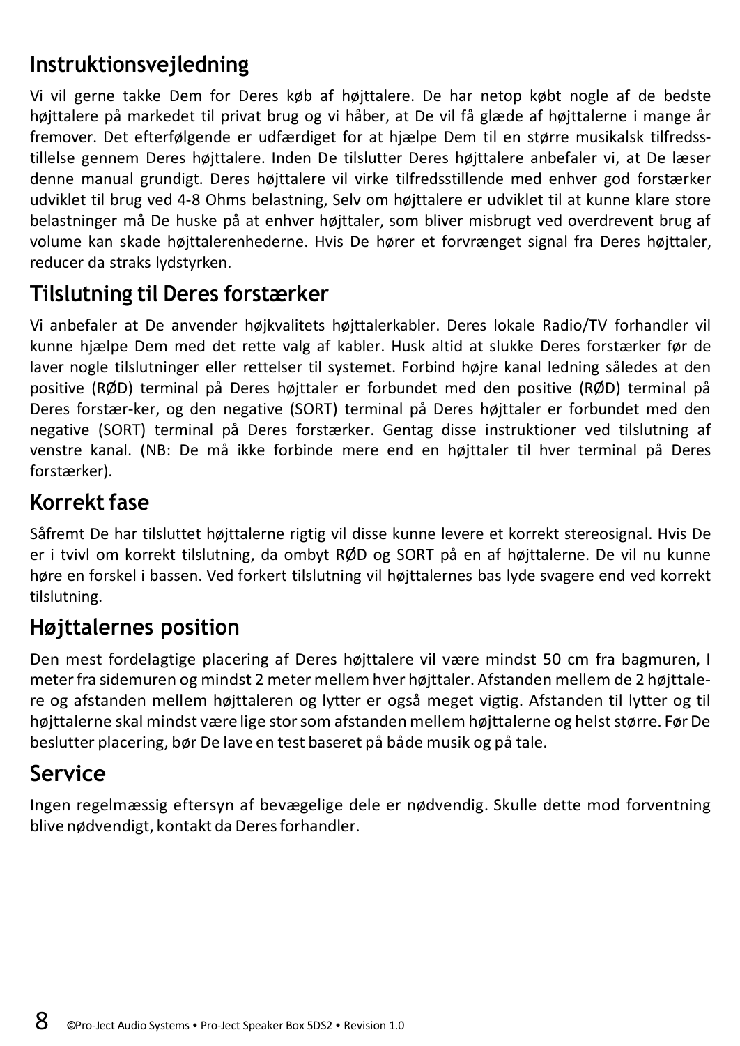## Instruktionsvejledning

Vi vil gerne takke Dem for Deres køb af højttalere. De har netop købt nogle af de bedste højttalere på markedet til privat brug og vi håber, at De vil få glæde af højttalerne i mange år fremover. Det efterfølgende er udfærdiget for at hjælpe Dem til en større musikalsk tilfredsstillelse gennem Deres højttalere. Inden De tilslutter Deres højttalere anbefaler vi, at De læser denne manual grundigt. Deres højttalere vil virke tilfredsstillende med enhver god forstærker udviklet til brug ved 4-8 Ohms belastning, Selv om højttalere er udviklet til at kunne klare store belastninger må De huske på at enhver højttaler, som bliver misbrugt ved overdrevent brug af volume kan skade højttalerenhederne. Hvis De hører et forvrænget signal fra Deres højttaler, reducer da straks lydstyrken.

## Tilslutning til Deres forstærker

Vi anbefaler at De anvender højkvalitets højttalerkabler. Deres lokale Radio/TV forhandler vil kunne hjælpe Dem med det rette valg af kabler. Husk altid at slukke Deres forstærker før de laver nogle tilslutninger eller rettelser til systemet. Forbind højre kanal ledning således at den positive (RØD) terminal på Deres højttaler er forbundet med den positive (RØD) terminal på Deres forstær-ker, og den negative (SORT) terminal på Deres højttaler er forbundet med den negative (SORT) terminal på Deres forstærker. Gentag disse instruktioner ved tilslutning af venstre kanal. (NB: De må ikke forbinde mere end en højttaler til hver terminal på Deres forstærker).

## Korrekt fase

Såfremt De har tilsluttet højttalerne rigtig vil disse kunne levere et korrekt stereosignal. Hvis De er i tvivl om korrekt tilslutning, da ombyt RØD og SORT på en af højttalerne. De vil nu kunne høre en forskel i bassen. Ved forkert tilslutning vil højttalernes bas lyde svagere end ved korrekt tilslutning.

## Højttalernes position

Den mest fordelagtige placering af Deres højttalere vil være mindst 50 cm fra bagmuren, I meter fra sidemuren og mindst 2 meter mellem hver højttaler. Afstanden mellem de 2 højttalere og afstanden mellem højttaleren og lytter er også meget vigtig. Afstanden til lytter og til højttalerne skal mindst være lige stor som afstanden mellem højttalerne og helst større. Før De beslutter placering, bør De lave en test baseret på både musik og på tale.

## Service

Ingen regelmæssig eftersyn af bevægelige dele er nødvendig. Skulle dette mod forventning blive nødvendigt, kontakt da Deres forhandler.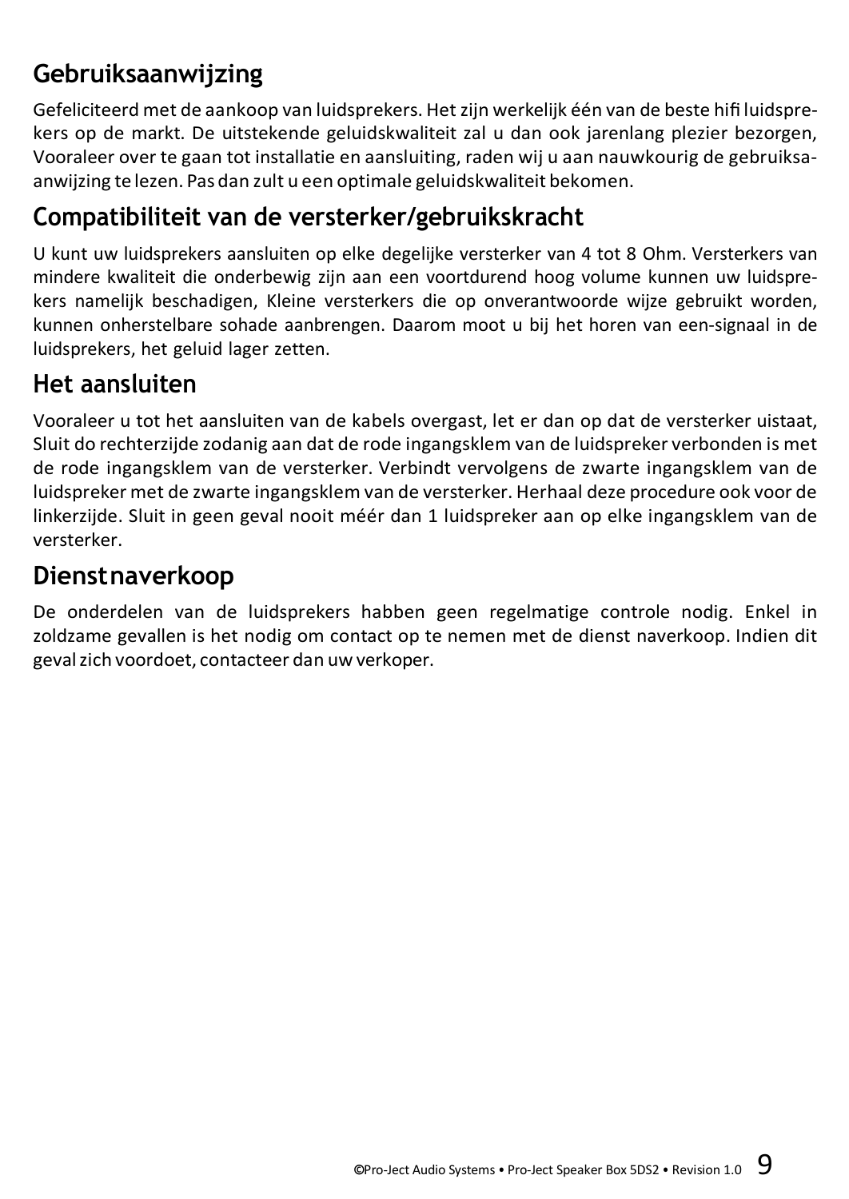## Gebruiksaanwijzing

Gefeliciteerd met de aankoop van luidsprekers. Het zijn werkelijk één van de beste hifi luidsprekers op de markt. De uitstekende geluidskwaliteit zal u dan ook jarenlang plezier bezorgen, Vooraleer over te gaan tot installatie en aansluiting, raden wij u aan nauwkourig de gebruiksaanwijzing te lezen. Pas dan zult u een optimale geluidskwaliteit bekomen.

## Compatibiliteit van de versterker/gebruikskracht

U kunt uw luidsprekers aansluiten op elke degelijke versterker van 4 tot 8 Ohm. Versterkers van mindere kwaliteit die onderbewig zijn aan een voortdurend hoog volume kunnen uw luidsprekers namelijk beschadigen, Kleine versterkers die op onverantwoorde wijze gebruikt worden, kunnen onherstelbare sohade aanbrengen. Daarom moot u bij het horen van een-signaal in de luidsprekers, het geluid lager zetten.

## Het aansluiten

Vooraleer u tot het aansluiten van de kabels overgast, let er dan op dat de versterker uistaat, Sluit do rechterzijde zodanig aan dat de rode ingangsklem van de luidspreker verbonden is met de rode ingangsklem van de versterker. Verbindt vervolgens de zwarte ingangsklem van de luidspreker met de zwarte ingangsklem van de versterker. Herhaal deze procedure ook voor de linkerzijde. Sluit in geen geval nooit méér dan 1 luidspreker aan op elke ingangsklem van de versterker.

## Dienstnaverkoop

De onderdelen van de luidsprekers habben geen regelmatige controle nodig. Enkel in zoldzame gevallen is het nodig om contact op te nemen met de dienst naverkoop. Indien dit geval zich voordoet, contacteer dan uw verkoper.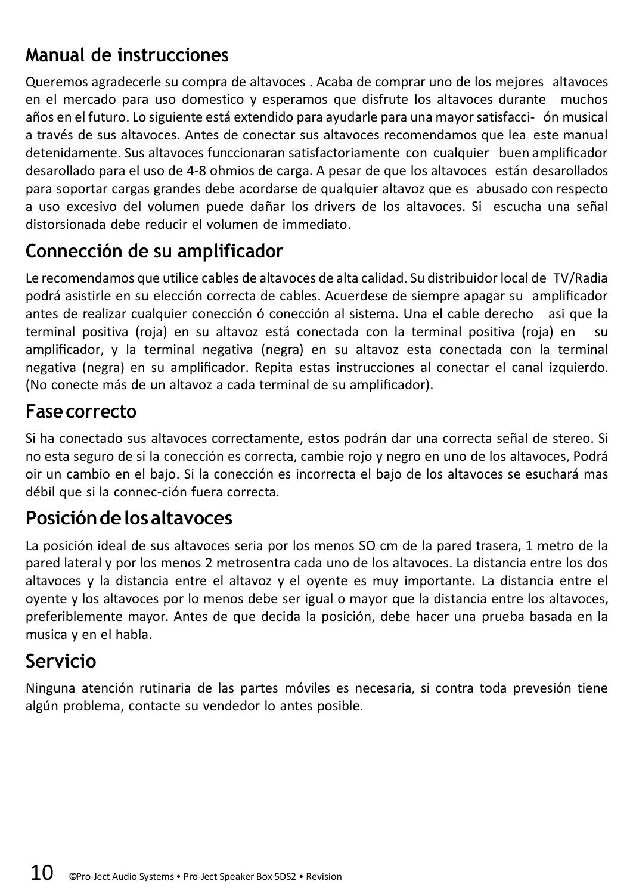# Manual de instrucciones

Queremos agradecerle su compra de altavoces . Acaba de comprar uno de los mejores altavoces en el mercado para uso domestico y esperamos que disfrute los altavoces durante muchos años en el futuro. Lo siguiente está extendido para ayudarle para una mayor satisfacci- ón musical a través de sus altavoces. Antes de conectar sus altavoces recomendamos que lea este manual detenidamente. Sus altavoces funccionaran satisfactoriamente con cualquier buen amplificador desarollado para el uso de 4-8 ohmios de carga. A pesar de que los altavoces están desarollados para soportar cargas grandes debe acordarse de qualquier altavoz que es abusado con respecto a uso excesivo del volumen puede dañar los drivers de los altavoces. Si escucha una señal distorsionada debe reducir el volumen de immediato.

## Connección de su amplificador

Le recomendamos que utilice cables de altavoces de alta calidad. Su distribuidor local de TV/Radia podrá asistirle en su elección correcta de cables. Acuerdese de siempre apagar su amplificador antes de realizar cualquier conección ó conección al sistema. Una el cable derecho asi que la terminal positiva (roja) en su altavoz está conectada con la terminal positiva (roja) en su amplificador, y la terminal negativa (negra) en su altavoz esta conectada con la terminal negativa (negra) en su amplificador. Repita estas instrucciones al conectar el canal izquierdo. (No conecte más de un altavoz a cada terminal de su amplificador).

## Fase correcto

Si ha conectado sus altavoces correctamente, estos podrán dar una correcta señal de stereo. Si no esta seguro de si la conección es correcta, cambie rojo y negro en uno de los altavoces, Podrá oir un cambio en el bajo. Si la conección es incorrecta el bajo de los altavoces se esuchará mas débil que si la connec-ción fuera correcta.

## Posición de los altavoces

La posición ideal de sus altavoces seria por los menos SO cm de la pared trasera, 1 metro de la pared lateral y por los menos 2 metrosentra cada uno de los altavoces. La distancia entre los dos altavoces y la distancia entre el altavoz y el oyente es muy importante. La distancia entre el oyente y los altavoces por lo menos debe ser igual o mayor que la distancia entre los altavoces, preferiblemente mayor. Antes de que decida la posición, debe hacer una prueba basada en la musica y en el habla.

## Servicio

Ninguna atención rutinaria de las partes móviles es necesaria, si contra toda prevesión tiene algún problema, contacte su vendedor lo antes posible.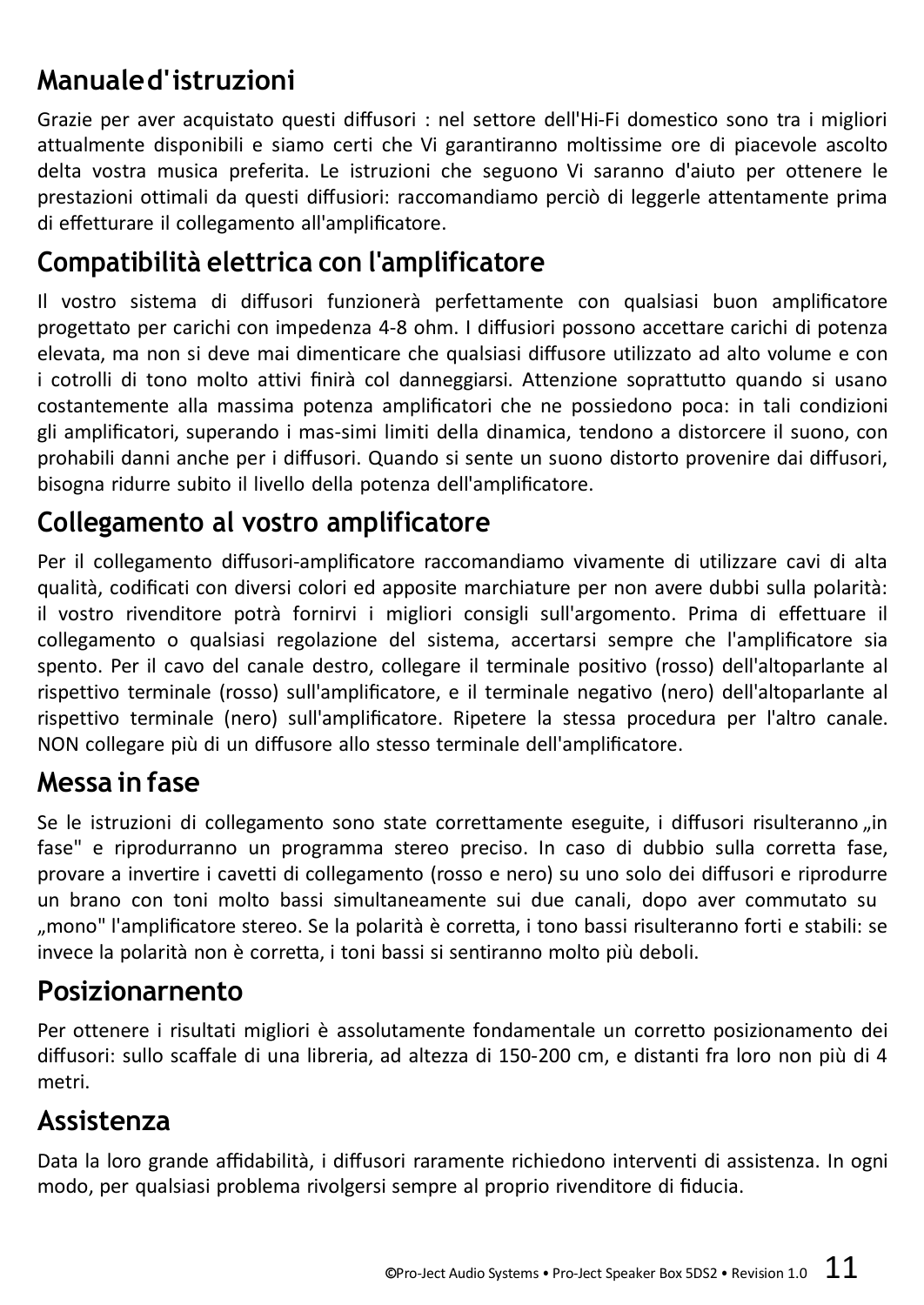## Manuale d'istruzioni

Grazie per aver acquistato questi diffusori : nel settore dell'Hi-Fi domestico sono tra i migliori attualmente disponibili e siamo certi che Vi garantiranno moltissime ore di piacevole ascolto delta vostra musica preferita. Le istruzioni che seguono Vi saranno d'aiuto per ottenere le prestazioni ottimali da questi diffusiori: raccomandiamo perciò di leggerle attentamente prima di effetturare il collegamento all'amplificatore.

## Compatibilità elettrica con l'amplificatore

Il vostro sistema di diffusori funzionerà perfettamente con qualsiasi buon amplificatore progettato per carichi con impedenza 4-8 ohm. I diffusiori possono accettare carichi di potenza elevata, ma non si deve mai dimenticare che qualsiasi diffusore utilizzato ad alto volume e con i cotrolli di tono molto attivi finirà col danneggiarsi. Attenzione soprattutto quando si usano costantemente alla massima potenza amplificatori che ne possiedono poca: in tali condizioni gli amplificatori, superando i mas-simi limiti della dinamica, tendono a distorcere il suono, con prohabili danni anche per i diffusori. Quando si sente un suono distorto provenire dai diffusori, bisogna ridurre subito il livello della potenza dell'amplificatore.

## Collegamento al vostro amplificatore

Per il collegamento diffusori-amplificatore raccomandiamo vivamente di utilizzare cavi di alta qualità, codificati con diversi colori ed apposite marchiature per non avere dubbi sulla polarità: il vostro rivenditore potrà fornirvi i migliori consigli sull'argomento. Prima di effettuare il collegamento o qualsiasi regolazione del sistema, accertarsi sempre che l'amplificatore sia spento. Per il cavo del canale destro, collegare il terminale positivo (rosso) dell'altoparlante al rispettivo terminale (rosso) sull'amplificatore, e il terminale negativo (nero) dell'altoparlante al rispettivo terminale (nero) sull'amplificatore. Ripetere la stessa procedura per l'altro canale. NON collegare più di un diffusore allo stesso terminale dell'amplificatore.

## Messa in fase

Se le istruzioni di collegamento sono state correttamente eseguite, i diffusori risulteranno „in fase" e riprodurranno un programma stereo preciso. In caso di dubbio sulla corretta fase, provare a invertire i cavetti di collegamento (rosso e nero) su uno solo dei diffusori e riprodurre un brano con toni molto bassi simultaneamente sui due canali, dopo aver commutato su „mono" l'amplificatore stereo. Se la polarità è corretta, i tono bassi risulteranno forti e stabili: se invece la polarità non è corretta, i toni bassi si sentiranno molto più deboli.

## Posizionarnento

Per ottenere i risultati migliori è assolutamente fondamentale un corretto posizionamento dei diffusori: sullo scaffale di una libreria, ad altezza di 150-200 cm, e distanti fra loro non più di 4 metri.

## Assistenza

Data la loro grande affidabilità, i diffusori raramente richiedono interventi di assistenza. In ogni modo, per qualsiasi problema rivolgersi sempre al proprio rivenditore di fiducia.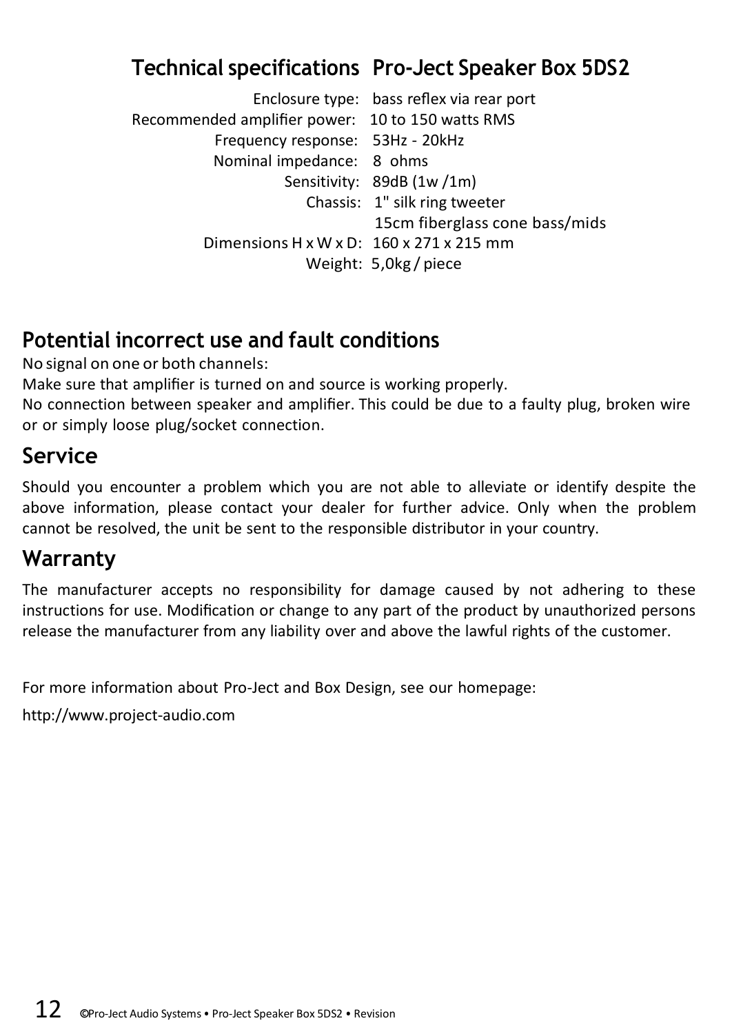## Technical specifications Pro-Ject Speaker Box 5DS2

| | |
|---|---|
| Enclosure type: | bass reflex via rear port |
| Recommended amplifier power: | 10 to 150 watts RMS |
| Frequency response: | 53Hz - 20kHz |
| Nominal impedance: | 8 ohms |
| Sensitivity: | 89dB (1w /1m) |
| Chassis: | 1" silk ring tweeter |
| | 15cm fiberglass cone bass/mids |
| Dimensions H x W x D: | 160 x 271 x 215 mm |
| Weight: | 5,0kg / piece |

## Potential incorrect use and fault conditions

No signal on one or both channels:
Make sure that amplifier is turned on and source is working properly.
No connection between speaker and amplifier. This could be due to a faulty plug, broken wire or or simply loose plug/socket connection.

## Service

Should you encounter a problem which you are not able to alleviate or identify despite the above information, please contact your dealer for further advice. Only when the problem cannot be resolved, the unit be sent to the responsible distributor in your country.

## Warranty

The manufacturer accepts no responsibility for damage caused by not adhering to these instructions for use. Modification or change to any part of the product by unauthorized persons release the manufacturer from any liability over and above the lawful rights of the customer.

For more information about Pro-Ject and Box Design, see our homepage:

http://www.project-audio.com